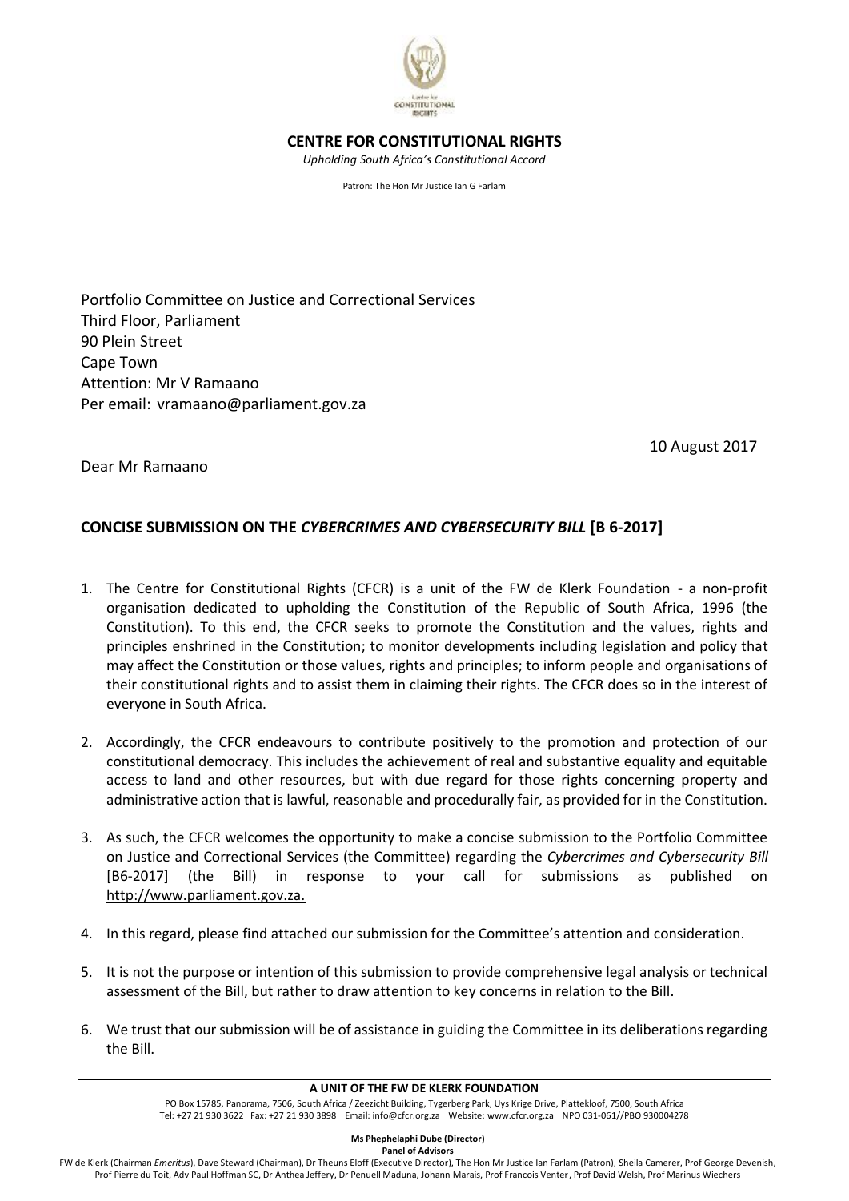**CENTRE FOR CONSTITUTIONAL RIGHTS**

*Upholding South Africa's Constitutional Accord*

Patron: The Hon Mr Justice Ian G Farlam

Portfolio Committee on Justice and Correctional Services
Third Floor, Parliament
90 Plein Street
Cape Town
Attention: Mr V Ramaano
Per email: vramaano@parliament.gov.za

10 August 2017

Dear Mr Ramaano

**CONCISE SUBMISSION ON THE *CYBERCRIMES AND CYBERSECURITY BILL* [B 6-2017]**

1. The Centre for Constitutional Rights (CFCR) is a unit of the FW de Klerk Foundation - a non-profit organisation dedicated to upholding the Constitution of the Republic of South Africa, 1996 (the Constitution). To this end, the CFCR seeks to promote the Constitution and the values, rights and principles enshrined in the Constitution; to monitor developments including legislation and policy that may affect the Constitution or those values, rights and principles; to inform people and organisations of their constitutional rights and to assist them in claiming their rights. The CFCR does so in the interest of everyone in South Africa.

2. Accordingly, the CFCR endeavours to contribute positively to the promotion and protection of our constitutional democracy. This includes the achievement of real and substantive equality and equitable access to land and other resources, but with due regard for those rights concerning property and administrative action that is lawful, reasonable and procedurally fair, as provided for in the Constitution.

3. As such, the CFCR welcomes the opportunity to make a concise submission to the Portfolio Committee on Justice and Correctional Services (the Committee) regarding the *Cybercrimes and Cybersecurity Bill* [B6-2017] (the Bill) in response to your call for submissions as published on http://www.parliament.gov.za.

4. In this regard, please find attached our submission for the Committee's attention and consideration.

5. It is not the purpose or intention of this submission to provide comprehensive legal analysis or technical assessment of the Bill, but rather to draw attention to key concerns in relation to the Bill.

6. We trust that our submission will be of assistance in guiding the Committee in its deliberations regarding the Bill.

**A UNIT OF THE FW DE KLERK FOUNDATION**

PO Box 15785, Panorama, 7506, South Africa / Zeezicht Building, Tygerberg Park, Uys Krige Drive, Plattekloof, 7500, South Africa
Tel: +27 21 930 3622 Fax: +27 21 930 3898 Email: info@cfcr.org.za Website: www.cfcr.org.za NPO 031-061//PBO 930004278

**Ms Phephelaphi Dube (Director)**

**Panel of Advisors**

FW de Klerk (Chairman *Emeritus*), Dave Steward (Chairman), Dr Theuns Eloff (Executive Director), The Hon Mr Justice Ian Farlam (Patron), Sheila Camerer, Prof George Devenish, Prof Pierre du Toit, Adv Paul Hoffman SC, Dr Anthea Jeffery, Dr Penuell Maduna, Johann Marais, Prof Francois Venter, Prof David Welsh, Prof Marinus Wiechers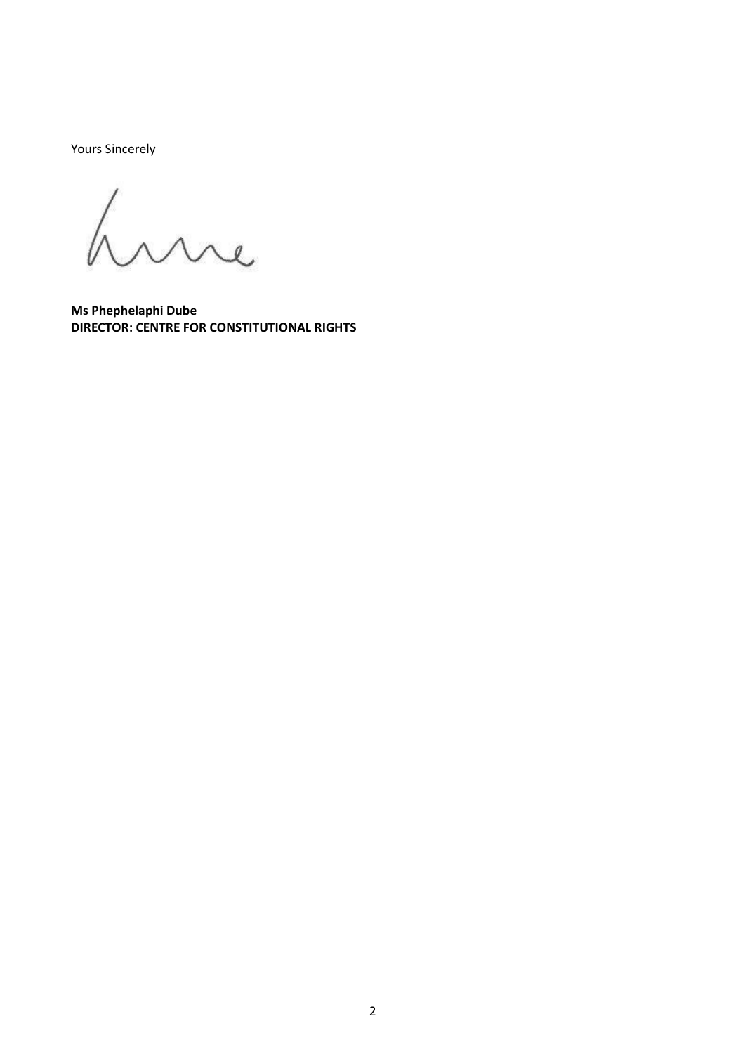Yours Sincerely

**Ms Phephelaphi Dube**
**DIRECTOR: CENTRE FOR CONSTITUTIONAL RIGHTS**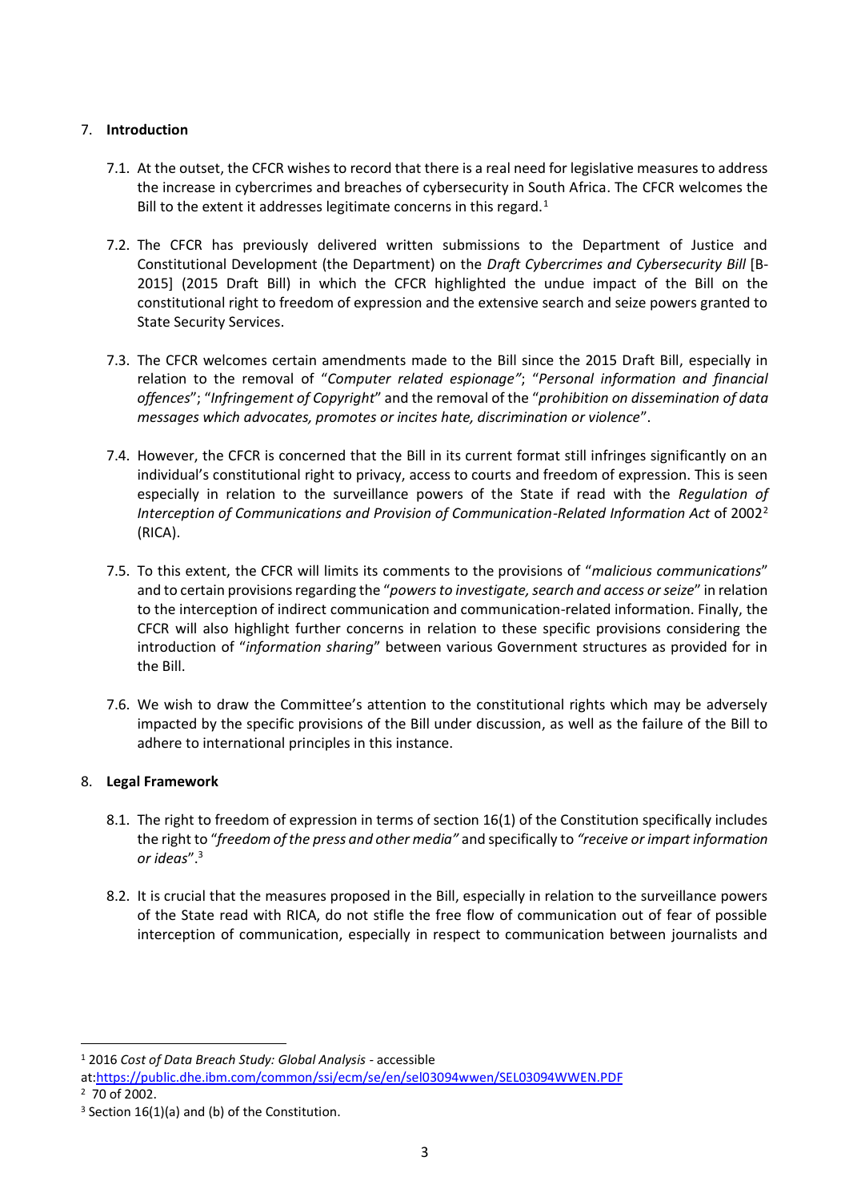## 7. Introduction

7.1. At the outset, the CFCR wishes to record that there is a real need for legislative measures to address the increase in cybercrimes and breaches of cybersecurity in South Africa. The CFCR welcomes the Bill to the extent it addresses legitimate concerns in this regard.[1]

7.2. The CFCR has previously delivered written submissions to the Department of Justice and Constitutional Development (the Department) on the *Draft Cybercrimes and Cybersecurity Bill* [B-2015] (2015 Draft Bill) in which the CFCR highlighted the undue impact of the Bill on the constitutional right to freedom of expression and the extensive search and seize powers granted to State Security Services.

7.3. The CFCR welcomes certain amendments made to the Bill since the 2015 Draft Bill, especially in relation to the removal of "*Computer related espionage"*; "*Personal information and financial offences*"; "*Infringement of Copyright*" and the removal of the "*prohibition on dissemination of data messages which advocates, promotes or incites hate, discrimination or violence*".

7.4. However, the CFCR is concerned that the Bill in its current format still infringes significantly on an individual's constitutional right to privacy, access to courts and freedom of expression. This is seen especially in relation to the surveillance powers of the State if read with the *Regulation of Interception of Communications and Provision of Communication-Related Information Act* of 2002[2] (RICA).

7.5. To this extent, the CFCR will limits its comments to the provisions of "*malicious communications*" and to certain provisions regarding the "*powers to investigate, search and access or seize*" in relation to the interception of indirect communication and communication-related information. Finally, the CFCR will also highlight further concerns in relation to these specific provisions considering the introduction of "*information sharing*" between various Government structures as provided for in the Bill.

7.6. We wish to draw the Committee's attention to the constitutional rights which may be adversely impacted by the specific provisions of the Bill under discussion, as well as the failure of the Bill to adhere to international principles in this instance.

## 8. Legal Framework

8.1. The right to freedom of expression in terms of section 16(1) of the Constitution specifically includes the right to "*freedom of the press and other media"* and specifically to *"receive or impart information or ideas*".[3]

8.2. It is crucial that the measures proposed in the Bill, especially in relation to the surveillance powers of the State read with RICA, do not stifle the free flow of communication out of fear of possible interception of communication, especially in respect to communication between journalists and

---

[1] 2016 *Cost of Data Breach Study: Global Analysis* - accessible at:https://public.dhe.ibm.com/common/ssi/ecm/se/en/sel03094wwen/SEL03094WWEN.PDF

[2] 70 of 2002.

[3] Section 16(1)(a) and (b) of the Constitution.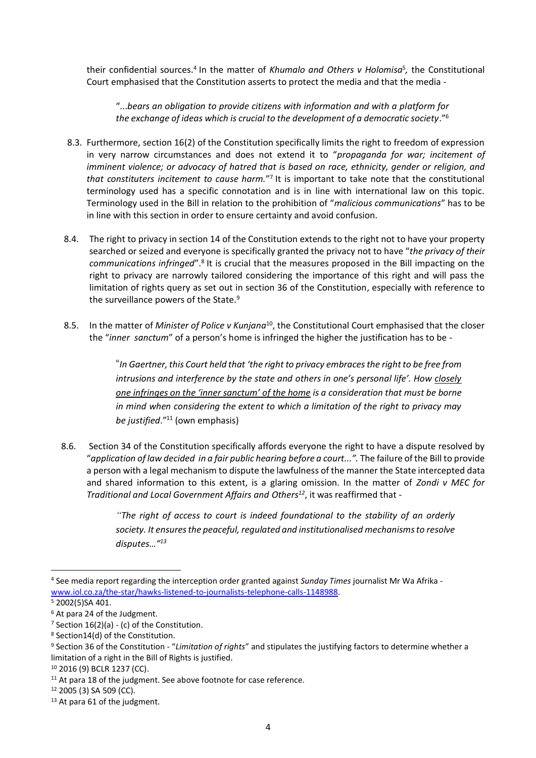their confidential sources.[4] In the matter of *Khumalo and Others v Holomisa*[5], the Constitutional Court emphasised that the Constitution asserts to protect the media and that the media -

> "...*bears an obligation to provide citizens with information and with a platform for the exchange of ideas which is crucial to the development of a democratic society*."[6]

8.3. Furthermore, section 16(2) of the Constitution specifically limits the right to freedom of expression in very narrow circumstances and does not extend it to "*propaganda for war; incitement of imminent violence; or advocacy of hatred that is based on race, ethnicity, gender or religion, and that constituters incitement to cause harm.*"[7] It is important to take note that the constitutional terminology used has a specific connotation and is in line with international law on this topic. Terminology used in the Bill in relation to the prohibition of "*malicious communications*" has to be in line with this section in order to ensure certainty and avoid confusion.

8.4. The right to privacy in section 14 of the Constitution extends to the right not to have your property searched or seized and everyone is specifically granted the privacy not to have "*the privacy of their communications infringed*".[8] It is crucial that the measures proposed in the Bill impacting on the right to privacy are narrowly tailored considering the importance of this right and will pass the limitation of rights query as set out in section 36 of the Constitution, especially with reference to the surveillance powers of the State.[9]

8.5. In the matter of *Minister of Police v Kunjana*[10], the Constitutional Court emphasised that the closer the "*inner sanctum*" of a person's home is infringed the higher the justification has to be -

> "*In Gaertner, this Court held that 'the right to privacy embraces the right to be free from intrusions and interference by the state and others in one's personal life'. How closely one infringes on the 'inner sanctum' of the home is a consideration that must be borne in mind when considering the extent to which a limitation of the right to privacy may be justified*."[11] (own emphasis)

8.6. Section 34 of the Constitution specifically affords everyone the right to have a dispute resolved by "*application of law decided in a fair public hearing before a court...".* The failure of the Bill to provide a person with a legal mechanism to dispute the lawfulness of the manner the State intercepted data and shared information to this extent, is a glaring omission. In the matter of *Zondi v MEC for Traditional and Local Government Affairs and Others*[12], it was reaffirmed that -

> *"The right of access to court is indeed foundational to the stability of an orderly society. It ensures the peaceful, regulated and institutionalised mechanisms to resolve disputes…"*[13]

---

[4] See media report regarding the interception order granted against *Sunday Times* journalist Mr Wa Afrika - www.iol.co.za/the-star/hawks-listened-to-journalists-telephone-calls-1148988.

[5] 2002(5)SA 401.

[6] At para 24 of the Judgment.

[7] Section 16(2)(a) - (c) of the Constitution.

[8] Section14(d) of the Constitution.

[9] Section 36 of the Constitution - "*Limitation of rights*" and stipulates the justifying factors to determine whether a limitation of a right in the Bill of Rights is justified.

[10] 2016 (9) BCLR 1237 (CC).

[11] At para 18 of the judgment. See above footnote for case reference.

[12] 2005 (3) SA 509 (CC).

[13] At para 61 of the judgment.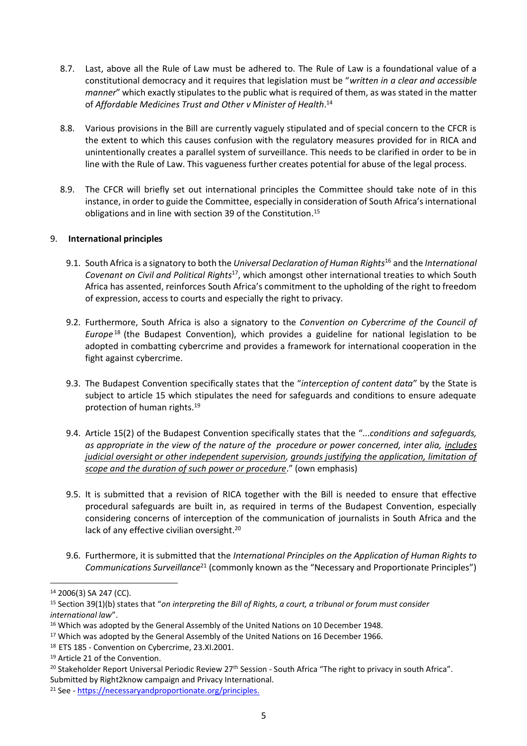8.7. Last, above all the Rule of Law must be adhered to. The Rule of Law is a foundational value of a constitutional democracy and it requires that legislation must be "*written in a clear and accessible manner*" which exactly stipulates to the public what is required of them, as was stated in the matter of *Affordable Medicines Trust and Other v Minister of Health*.[14]

8.8. Various provisions in the Bill are currently vaguely stipulated and of special concern to the CFCR is the extent to which this causes confusion with the regulatory measures provided for in RICA and unintentionally creates a parallel system of surveillance. This needs to be clarified in order to be in line with the Rule of Law. This vagueness further creates potential for abuse of the legal process.

8.9. The CFCR will briefly set out international principles the Committee should take note of in this instance, in order to guide the Committee, especially in consideration of South Africa's international obligations and in line with section 39 of the Constitution.[15]

## 9. International principles

9.1. South Africa is a signatory to both the *Universal Declaration of Human Rights*[16] and the *International Covenant on Civil and Political Rights*[17], which amongst other international treaties to which South Africa has assented, reinforces South Africa's commitment to the upholding of the right to freedom of expression, access to courts and especially the right to privacy.

9.2. Furthermore, South Africa is also a signatory to the *Convention on Cybercrime of the Council of Europe*[18] (the Budapest Convention), which provides a guideline for national legislation to be adopted in combatting cybercrime and provides a framework for international cooperation in the fight against cybercrime.

9.3. The Budapest Convention specifically states that the "*interception of content data*" by the State is subject to article 15 which stipulates the need for safeguards and conditions to ensure adequate protection of human rights.[19]

9.4. Article 15(2) of the Budapest Convention specifically states that the "...*conditions and safeguards, as appropriate in the view of the nature of the procedure or power concerned, inter alia, <u>includes judicial oversight or other independent supervision</u>, <u>grounds justifying the application, limitation of scope and the duration of such power or procedure</u>.*" (own emphasis)

9.5. It is submitted that a revision of RICA together with the Bill is needed to ensure that effective procedural safeguards are built in, as required in terms of the Budapest Convention, especially considering concerns of interception of the communication of journalists in South Africa and the lack of any effective civilian oversight.[20]

9.6. Furthermore, it is submitted that the *International Principles on the Application of Human Rights to Communications Surveillance*[21] (commonly known as the "Necessary and Proportionate Principles")

---

[14] 2006(3) SA 247 (CC).

[15] Section 39(1)(b) states that "*on interpreting the Bill of Rights, a court, a tribunal or forum must consider international law*".

[16] Which was adopted by the General Assembly of the United Nations on 10 December 1948.

[17] Which was adopted by the General Assembly of the United Nations on 16 December 1966.

[18] ETS 185 - Convention on Cybercrime, 23.XI.2001.

[19] Article 21 of the Convention.

[20] Stakeholder Report Universal Periodic Review 27th Session - South Africa "The right to privacy in south Africa". Submitted by Right2know campaign and Privacy International.

[21] See - https://necessaryandproportionate.org/principles.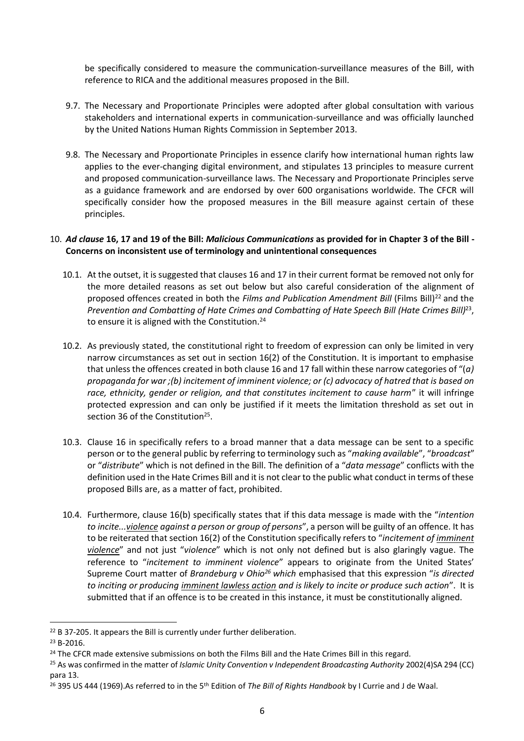be specifically considered to measure the communication-surveillance measures of the Bill, with reference to RICA and the additional measures proposed in the Bill.

9.7. The Necessary and Proportionate Principles were adopted after global consultation with various stakeholders and international experts in communication-surveillance and was officially launched by the United Nations Human Rights Commission in September 2013.

9.8. The Necessary and Proportionate Principles in essence clarify how international human rights law applies to the ever-changing digital environment, and stipulates 13 principles to measure current and proposed communication-surveillance laws. The Necessary and Proportionate Principles serve as a guidance framework and are endorsed by over 600 organisations worldwide. The CFCR will specifically consider how the proposed measures in the Bill measure against certain of these principles.

10. ***Ad clause* 16, 17 and 19 of the Bill: *Malicious Communications* as provided for in Chapter 3 of the Bill - Concerns on inconsistent use of terminology and unintentional consequences**

10.1. At the outset, it is suggested that clauses 16 and 17 in their current format be removed not only for the more detailed reasons as set out below but also careful consideration of the alignment of proposed offences created in both the *Films and Publication Amendment Bill* (Films Bill)[22] and the *Prevention and Combatting of Hate Crimes and Combatting of Hate Speech Bill (Hate Crimes Bill)*[23], to ensure it is aligned with the Constitution.[24]

10.2. As previously stated, the constitutional right to freedom of expression can only be limited in very narrow circumstances as set out in section 16(2) of the Constitution. It is important to emphasise that unless the offences created in both clause 16 and 17 fall within these narrow categories of "(*a) propaganda for war ;(b) incitement of imminent violence; or (c) advocacy of hatred that is based on race, ethnicity, gender or religion, and that constitutes incitement to cause harm*" it will infringe protected expression and can only be justified if it meets the limitation threshold as set out in section 36 of the Constitution[25].

10.3. Clause 16 in specifically refers to a broad manner that a data message can be sent to a specific person or to the general public by referring to terminology such as "*making available*", "*broadcast*" or "*distribute*" which is not defined in the Bill. The definition of a "*data message*" conflicts with the definition used in the Hate Crimes Bill and it is not clear to the public what conduct in terms of these proposed Bills are, as a matter of fact, prohibited.

10.4. Furthermore, clause 16(b) specifically states that if this data message is made with the "*intention to incite...<u>violence</u> against a person or group of persons*", a person will be guilty of an offence. It has to be reiterated that section 16(2) of the Constitution specifically refers to "*incitement of <u>imminent violence</u>*" and not just "*violence*" which is not only not defined but is also glaringly vague. The reference to "*incitement to imminent violence*" appears to originate from the United States' Supreme Court matter of *Brandeburg v Ohio*[26] *which* emphasised that this expression "*is directed to inciting or producing <u>imminent lawless action</u> and is likely to incite or produce such action*". It is submitted that if an offence is to be created in this instance, it must be constitutionally aligned.

---

[22] B 37-205. It appears the Bill is currently under further deliberation.

[23] B-2016.

[24] The CFCR made extensive submissions on both the Films Bill and the Hate Crimes Bill in this regard.

[25] As was confirmed in the matter of *Islamic Unity Convention v Independent Broadcasting Authority* 2002(4)SA 294 (CC) para 13.

[26] 395 US 444 (1969).As referred to in the 5th Edition of *The Bill of Rights Handbook* by I Currie and J de Waal.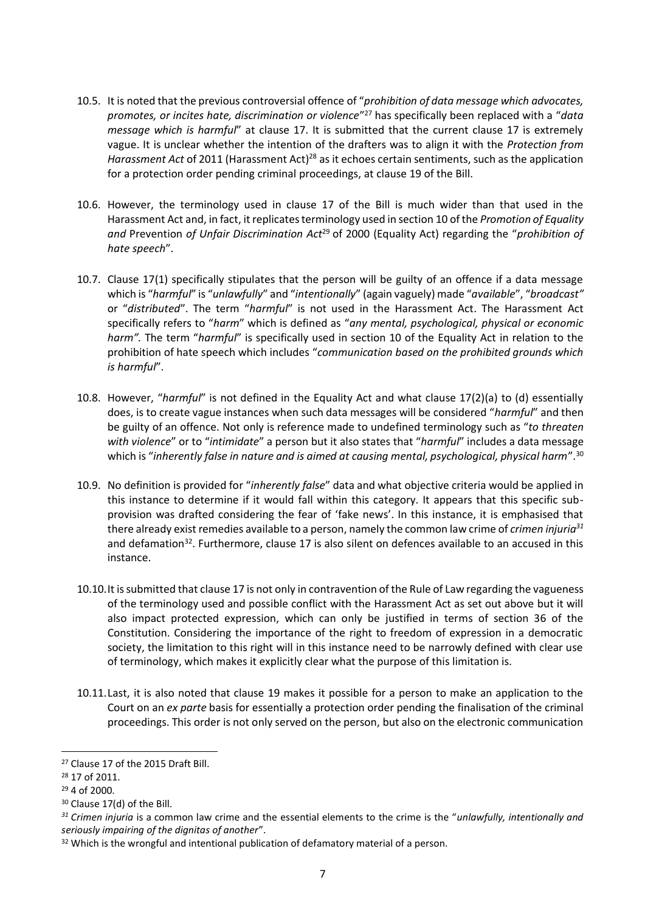10.5. It is noted that the previous controversial offence of "*prohibition of data message which advocates, promotes, or incites hate, discrimination or violence*"[27] has specifically been replaced with a "*data message which is harmful*" at clause 17. It is submitted that the current clause 17 is extremely vague. It is unclear whether the intention of the drafters was to align it with the *Protection from Harassment Act* of 2011 (Harassment Act)[28] as it echoes certain sentiments, such as the application for a protection order pending criminal proceedings, at clause 19 of the Bill.

10.6. However, the terminology used in clause 17 of the Bill is much wider than that used in the Harassment Act and, in fact, it replicates terminology used in section 10 of the *Promotion of Equality and* Prevention *of Unfair Discrimination Act*[29] of 2000 (Equality Act) regarding the "*prohibition of hate speech*".

10.7. Clause 17(1) specifically stipulates that the person will be guilty of an offence if a data message which is "*harmful*" is "*unlawfully*" and "*intentionally*" (again vaguely) made "*available*", "*broadcast*" or "*distributed*". The term "*harmful*" is not used in the Harassment Act. The Harassment Act specifically refers to "*harm*" which is defined as "*any mental, psychological, physical or economic harm".* The term "*harmful*" is specifically used in section 10 of the Equality Act in relation to the prohibition of hate speech which includes "*communication based on the prohibited grounds which is harmful*".

10.8. However, "*harmful*" is not defined in the Equality Act and what clause 17(2)(a) to (d) essentially does, is to create vague instances when such data messages will be considered "*harmful*" and then be guilty of an offence. Not only is reference made to undefined terminology such as "*to threaten with violence*" or to "*intimidate*" a person but it also states that "*harmful*" includes a data message which is "*inherently false in nature and is aimed at causing mental, psychological, physical harm*".[30]

10.9. No definition is provided for "*inherently false*" data and what objective criteria would be applied in this instance to determine if it would fall within this category. It appears that this specific sub-provision was drafted considering the fear of 'fake news'. In this instance, it is emphasised that there already exist remedies available to a person, namely the common law crime of *crimen injuria*[31] and defamation[32]. Furthermore, clause 17 is also silent on defences available to an accused in this instance.

10.10. It is submitted that clause 17 is not only in contravention of the Rule of Law regarding the vagueness of the terminology used and possible conflict with the Harassment Act as set out above but it will also impact protected expression, which can only be justified in terms of section 36 of the Constitution. Considering the importance of the right to freedom of expression in a democratic society, the limitation to this right will in this instance need to be narrowly defined with clear use of terminology, which makes it explicitly clear what the purpose of this limitation is.

10.11. Last, it is also noted that clause 19 makes it possible for a person to make an application to the Court on an *ex parte* basis for essentially a protection order pending the finalisation of the criminal proceedings. This order is not only served on the person, but also on the electronic communication

---

[27] Clause 17 of the 2015 Draft Bill.

[28] 17 of 2011.

[29] 4 of 2000.

[30] Clause 17(d) of the Bill.

[31] *Crimen injuria* is a common law crime and the essential elements to the crime is the "*unlawfully, intentionally and seriously impairing of the dignitas of another*".

[32] Which is the wrongful and intentional publication of defamatory material of a person.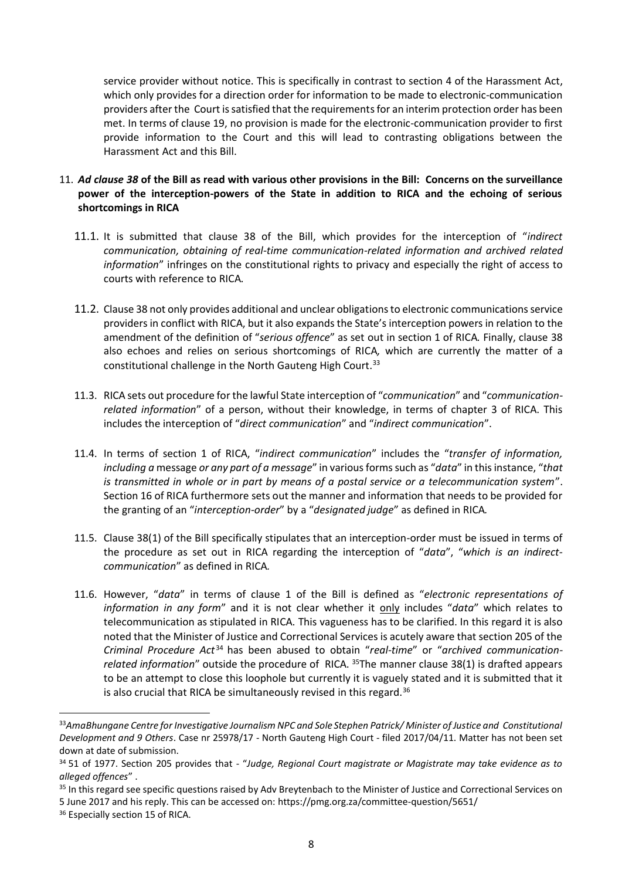service provider without notice. This is specifically in contrast to section 4 of the Harassment Act, which only provides for a direction order for information to be made to electronic-communication providers after the Court is satisfied that the requirements for an interim protection order has been met. In terms of clause 19, no provision is made for the electronic-communication provider to first provide information to the Court and this will lead to contrasting obligations between the Harassment Act and this Bill.

11. ***Ad clause 38* of the Bill as read with various other provisions in the Bill: Concerns on the surveillance power of the interception-powers of the State in addition to RICA and the echoing of serious shortcomings in RICA**

    11.1. It is submitted that clause 38 of the Bill, which provides for the interception of "*indirect communication, obtaining of real-time communication-related information and archived related information*" infringes on the constitutional rights to privacy and especially the right of access to courts with reference to RICA.

    11.2. Clause 38 not only provides additional and unclear obligations to electronic communications service providers in conflict with RICA, but it also expands the State's interception powers in relation to the amendment of the definition of "*serious offence*" as set out in section 1 of RICA. Finally, clause 38 also echoes and relies on serious shortcomings of RICA, which are currently the matter of a constitutional challenge in the North Gauteng High Court.[33]

    11.3. RICA sets out procedure for the lawful State interception of "*communication*" and "*communication-related information*" of a person, without their knowledge, in terms of chapter 3 of RICA. This includes the interception of "*direct communication*" and "*indirect communication*".

    11.4. In terms of section 1 of RICA, "*indirect communication*" includes the "*transfer of information, including a* message *or any part of a message*" in various forms such as "*data*" in this instance, "*that is transmitted in whole or in part by means of a postal service or a telecommunication system*". Section 16 of RICA furthermore sets out the manner and information that needs to be provided for the granting of an "*interception-order*" by a "*designated judge*" as defined in RICA.

    11.5. Clause 38(1) of the Bill specifically stipulates that an interception-order must be issued in terms of the procedure as set out in RICA regarding the interception of "*data*", "*which is an indirect-communication*" as defined in RICA.

    11.6. However, "*data*" in terms of clause 1 of the Bill is defined as "*electronic representations of information in any form*" and it is not clear whether it <u>only</u> includes "*data*" which relates to telecommunication as stipulated in RICA. This vagueness has to be clarified. In this regard it is also noted that the Minister of Justice and Correctional Services is acutely aware that section 205 of the *Criminal Procedure Act*[34] has been abused to obtain "*real-time*" or "*archived communication-related information*" outside the procedure of RICA. [35]The manner clause 38(1) is drafted appears to be an attempt to close this loophole but currently it is vaguely stated and it is submitted that it is also crucial that RICA be simultaneously revised in this regard.[36]

---

[33] *AmaBhungane Centre for Investigative Journalism NPC and Sole Stephen Patrick/ Minister of Justice and Constitutional Development and 9 Others*. Case nr 25978/17 - North Gauteng High Court - filed 2017/04/11. Matter has not been set down at date of submission.

[34] 51 of 1977. Section 205 provides that - "*Judge, Regional Court magistrate or Magistrate may take evidence as to alleged offences*" .

[35] In this regard see specific questions raised by Adv Breytenbach to the Minister of Justice and Correctional Services on 5 June 2017 and his reply. This can be accessed on: https://pmg.org.za/committee-question/5651/

[36] Especially section 15 of RICA.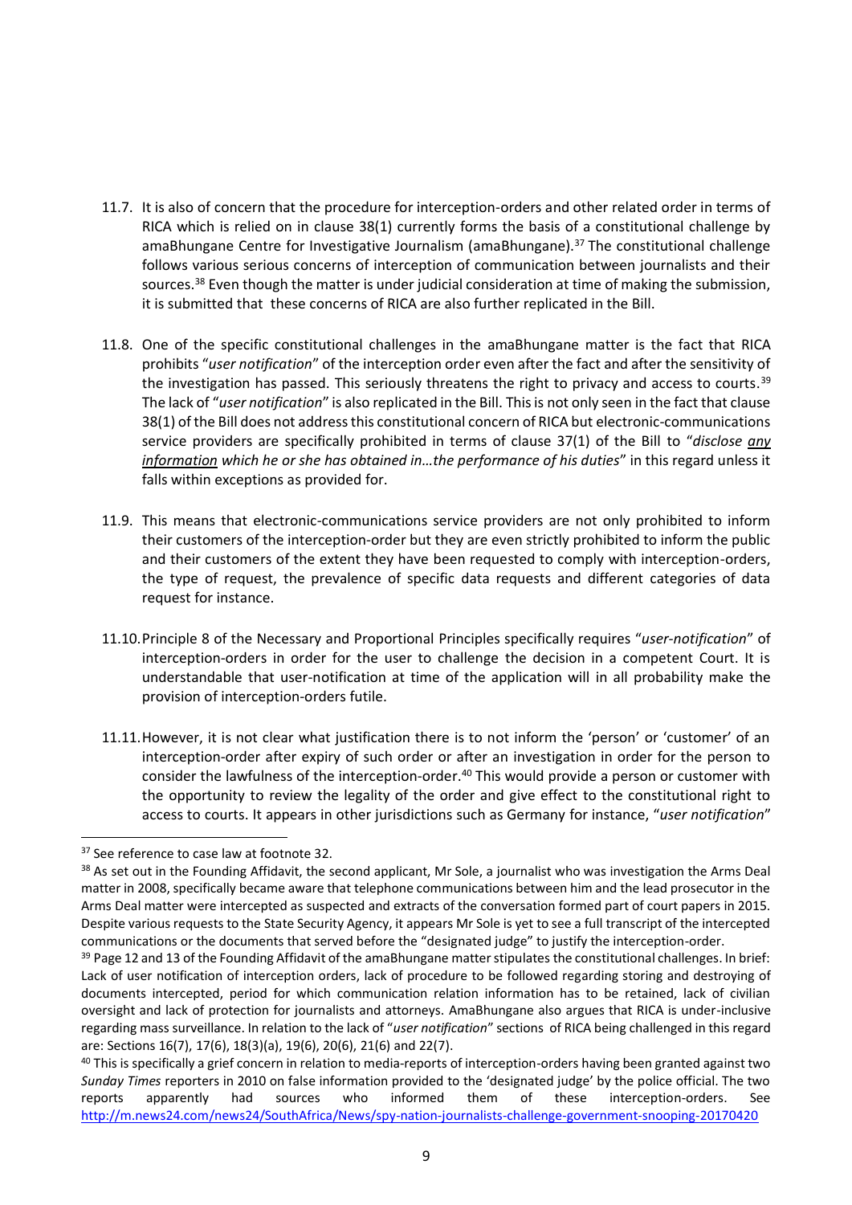11.7. It is also of concern that the procedure for interception-orders and other related order in terms of RICA which is relied on in clause 38(1) currently forms the basis of a constitutional challenge by amaBhungane Centre for Investigative Journalism (amaBhungane).[37] The constitutional challenge follows various serious concerns of interception of communication between journalists and their sources.[38] Even though the matter is under judicial consideration at time of making the submission, it is submitted that these concerns of RICA are also further replicated in the Bill.

11.8. One of the specific constitutional challenges in the amaBhungane matter is the fact that RICA prohibits "*user notification*" of the interception order even after the fact and after the sensitivity of the investigation has passed. This seriously threatens the right to privacy and access to courts.[39] The lack of "*user notification*" is also replicated in the Bill. This is not only seen in the fact that clause 38(1) of the Bill does not address this constitutional concern of RICA but electronic-communications service providers are specifically prohibited in terms of clause 37(1) of the Bill to "*disclose <u>any information</u> which he or she has obtained in…the performance of his duties*" in this regard unless it falls within exceptions as provided for.

11.9. This means that electronic-communications service providers are not only prohibited to inform their customers of the interception-order but they are even strictly prohibited to inform the public and their customers of the extent they have been requested to comply with interception-orders, the type of request, the prevalence of specific data requests and different categories of data request for instance.

11.10. Principle 8 of the Necessary and Proportional Principles specifically requires "*user-notification*" of interception-orders in order for the user to challenge the decision in a competent Court. It is understandable that user-notification at time of the application will in all probability make the provision of interception-orders futile.

11.11. However, it is not clear what justification there is to not inform the 'person' or 'customer' of an interception-order after expiry of such order or after an investigation in order for the person to consider the lawfulness of the interception-order.[40] This would provide a person or customer with the opportunity to review the legality of the order and give effect to the constitutional right to access to courts. It appears in other jurisdictions such as Germany for instance, "*user notification*"

---

[37] See reference to case law at footnote 32.

[38] As set out in the Founding Affidavit, the second applicant, Mr Sole, a journalist who was investigation the Arms Deal matter in 2008, specifically became aware that telephone communications between him and the lead prosecutor in the Arms Deal matter were intercepted as suspected and extracts of the conversation formed part of court papers in 2015. Despite various requests to the State Security Agency, it appears Mr Sole is yet to see a full transcript of the intercepted communications or the documents that served before the "designated judge" to justify the interception-order.

[39] Page 12 and 13 of the Founding Affidavit of the amaBhungane matter stipulates the constitutional challenges. In brief: Lack of user notification of interception orders, lack of procedure to be followed regarding storing and destroying of documents intercepted, period for which communication relation information has to be retained, lack of civilian oversight and lack of protection for journalists and attorneys. AmaBhungane also argues that RICA is under-inclusive regarding mass surveillance. In relation to the lack of "*user notification*" sections of RICA being challenged in this regard are: Sections 16(7), 17(6), 18(3)(a), 19(6), 20(6), 21(6) and 22(7).

[40] This is specifically a grief concern in relation to media-reports of interception-orders having been granted against two *Sunday Times* reporters in 2010 on false information provided to the 'designated judge' by the police official. The two reports apparently had sources who informed them of these interception-orders. See http://m.news24.com/news24/SouthAfrica/News/spy-nation-journalists-challenge-government-snooping-20170420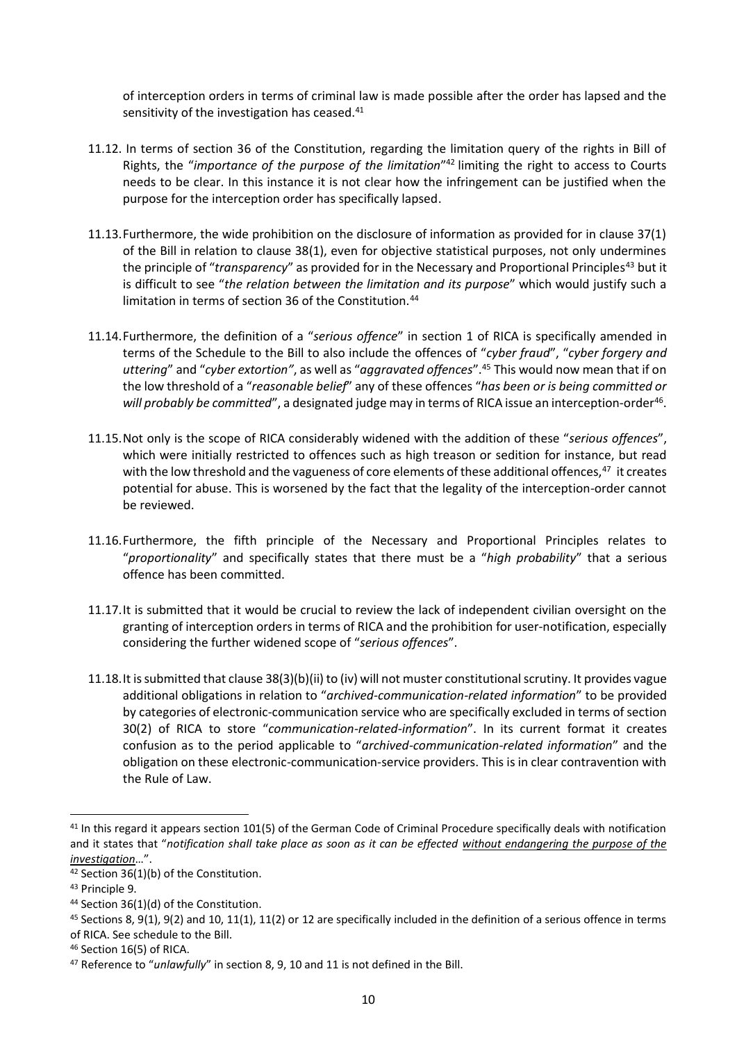of interception orders in terms of criminal law is made possible after the order has lapsed and the sensitivity of the investigation has ceased.[41]

11.12. In terms of section 36 of the Constitution, regarding the limitation query of the rights in Bill of Rights, the "*importance of the purpose of the limitation*"[42] limiting the right to access to Courts needs to be clear. In this instance it is not clear how the infringement can be justified when the purpose for the interception order has specifically lapsed.

11.13. Furthermore, the wide prohibition on the disclosure of information as provided for in clause 37(1) of the Bill in relation to clause 38(1), even for objective statistical purposes, not only undermines the principle of "*transparency*" as provided for in the Necessary and Proportional Principles[43] but it is difficult to see "*the relation between the limitation and its purpose*" which would justify such a limitation in terms of section 36 of the Constitution.[44]

11.14. Furthermore, the definition of a "*serious offence*" in section 1 of RICA is specifically amended in terms of the Schedule to the Bill to also include the offences of "*cyber fraud*", "*cyber forgery and uttering*" and "*cyber extortion"*, as well as "*aggravated offences*".[45] This would now mean that if on the low threshold of a "*reasonable belief*" any of these offences "*has been or is being committed or will probably be committed*", a designated judge may in terms of RICA issue an interception-order[46].

11.15. Not only is the scope of RICA considerably widened with the addition of these "*serious offences*", which were initially restricted to offences such as high treason or sedition for instance, but read with the low threshold and the vagueness of core elements of these additional offences,[47] it creates potential for abuse. This is worsened by the fact that the legality of the interception-order cannot be reviewed.

11.16. Furthermore, the fifth principle of the Necessary and Proportional Principles relates to "*proportionality*" and specifically states that there must be a "*high probability*" that a serious offence has been committed.

11.17. It is submitted that it would be crucial to review the lack of independent civilian oversight on the granting of interception orders in terms of RICA and the prohibition for user-notification, especially considering the further widened scope of "*serious offences*".

11.18. It is submitted that clause 38(3)(b)(ii) to (iv) will not muster constitutional scrutiny. It provides vague additional obligations in relation to "*archived-communication-related information*" to be provided by categories of electronic-communication service who are specifically excluded in terms of section 30(2) of RICA to store "*communication-related-information*". In its current format it creates confusion as to the period applicable to "*archived-communication-related information*" and the obligation on these electronic-communication-service providers. This is in clear contravention with the Rule of Law.

---

[41] In this regard it appears section 101(5) of the German Code of Criminal Procedure specifically deals with notification and it states that "*notification shall take place as soon as it can be effected <u>without endangering the purpose of the investigation</u>…*".

[42] Section 36(1)(b) of the Constitution.

[43] Principle 9.

[44] Section 36(1)(d) of the Constitution.

[45] Sections 8, 9(1), 9(2) and 10, 11(1), 11(2) or 12 are specifically included in the definition of a serious offence in terms of RICA. See schedule to the Bill.

[46] Section 16(5) of RICA.

[47] Reference to "*unlawfully*" in section 8, 9, 10 and 11 is not defined in the Bill.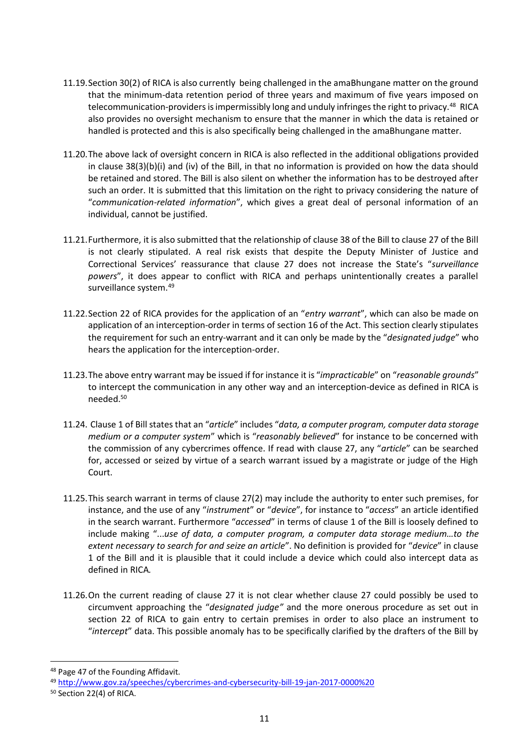11.19. Section 30(2) of RICA is also currently being challenged in the amaBhungane matter on the ground that the minimum-data retention period of three years and maximum of five years imposed on telecommunication-providers is impermissibly long and unduly infringes the right to privacy.[48] RICA also provides no oversight mechanism to ensure that the manner in which the data is retained or handled is protected and this is also specifically being challenged in the amaBhungane matter.

11.20. The above lack of oversight concern in RICA is also reflected in the additional obligations provided in clause 38(3)(b)(i) and (iv) of the Bill, in that no information is provided on how the data should be retained and stored. The Bill is also silent on whether the information has to be destroyed after such an order. It is submitted that this limitation on the right to privacy considering the nature of "*communication-related information*", which gives a great deal of personal information of an individual, cannot be justified.

11.21. Furthermore, it is also submitted that the relationship of clause 38 of the Bill to clause 27 of the Bill is not clearly stipulated. A real risk exists that despite the Deputy Minister of Justice and Correctional Services' reassurance that clause 27 does not increase the State's "*surveillance powers*", it does appear to conflict with RICA and perhaps unintentionally creates a parallel surveillance system.[49]

11.22. Section 22 of RICA provides for the application of an "*entry warrant*", which can also be made on application of an interception-order in terms of section 16 of the Act. This section clearly stipulates the requirement for such an entry-warrant and it can only be made by the "*designated judge*" who hears the application for the interception-order.

11.23. The above entry warrant may be issued if for instance it is "*impracticable*" on "*reasonable grounds*" to intercept the communication in any other way and an interception-device as defined in RICA is needed.[50]

11.24. Clause 1 of Bill states that an "*article*" includes "*data, a computer program, computer data storage medium or a computer system*" which is "*reasonably believed*" for instance to be concerned with the commission of any cybercrimes offence. If read with clause 27, any "*article*" can be searched for, accessed or seized by virtue of a search warrant issued by a magistrate or judge of the High Court.

11.25. This search warrant in terms of clause 27(2) may include the authority to enter such premises, for instance, and the use of any "*instrument*" or "*device*", for instance to "*access*" an article identified in the search warrant. Furthermore "*accessed*" in terms of clause 1 of the Bill is loosely defined to include making "*...use of data, a computer program, a computer data storage medium…to the extent necessary to search for and seize an article*". No definition is provided for "*device*" in clause 1 of the Bill and it is plausible that it could include a device which could also intercept data as defined in RICA*.*

11.26. On the current reading of clause 27 it is not clear whether clause 27 could possibly be used to circumvent approaching the "*designated judge"* and the more onerous procedure as set out in section 22 of RICA to gain entry to certain premises in order to also place an instrument to "*intercept*" data. This possible anomaly has to be specifically clarified by the drafters of the Bill by

---

[48] Page 47 of the Founding Affidavit.

[49] http://www.gov.za/speeches/cybercrimes-and-cybersecurity-bill-19-jan-2017-0000%20

[50] Section 22(4) of RICA.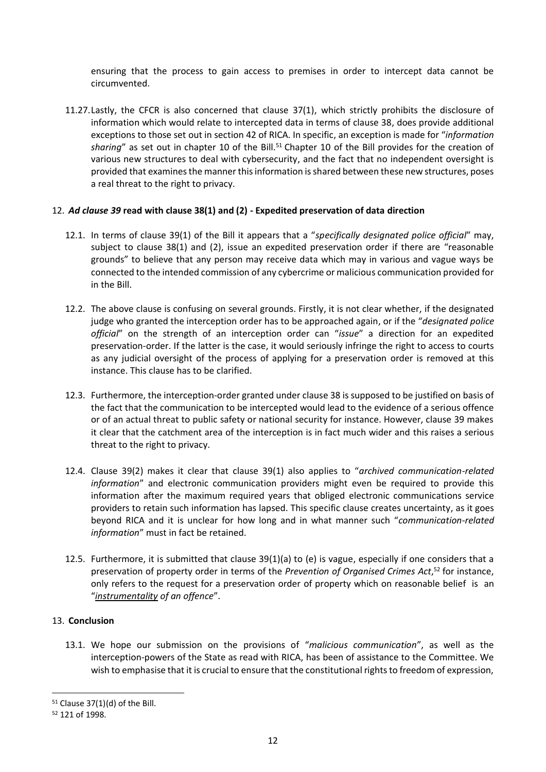ensuring that the process to gain access to premises in order to intercept data cannot be circumvented.

11.27. Lastly, the CFCR is also concerned that clause 37(1), which strictly prohibits the disclosure of information which would relate to intercepted data in terms of clause 38, does provide additional exceptions to those set out in section 42 of RICA. In specific, an exception is made for "*information sharing*" as set out in chapter 10 of the Bill.[51] Chapter 10 of the Bill provides for the creation of various new structures to deal with cybersecurity, and the fact that no independent oversight is provided that examines the manner this information is shared between these new structures, poses a real threat to the right to privacy.

## 12. ***Ad clause 39*** **read with clause 38(1) and (2) - Expedited preservation of data direction**

12.1. In terms of clause 39(1) of the Bill it appears that a "*specifically designated police official*" may, subject to clause 38(1) and (2), issue an expedited preservation order if there are "reasonable grounds" to believe that any person may receive data which may in various and vague ways be connected to the intended commission of any cybercrime or malicious communication provided for in the Bill.

12.2. The above clause is confusing on several grounds. Firstly, it is not clear whether, if the designated judge who granted the interception order has to be approached again, or if the "*designated police official*" on the strength of an interception order can "*issue*" a direction for an expedited preservation-order. If the latter is the case, it would seriously infringe the right to access to courts as any judicial oversight of the process of applying for a preservation order is removed at this instance. This clause has to be clarified.

12.3. Furthermore, the interception-order granted under clause 38 is supposed to be justified on basis of the fact that the communication to be intercepted would lead to the evidence of a serious offence or of an actual threat to public safety or national security for instance. However, clause 39 makes it clear that the catchment area of the interception is in fact much wider and this raises a serious threat to the right to privacy.

12.4. Clause 39(2) makes it clear that clause 39(1) also applies to "*archived communication-related information*" and electronic communication providers might even be required to provide this information after the maximum required years that obliged electronic communications service providers to retain such information has lapsed. This specific clause creates uncertainty, as it goes beyond RICA and it is unclear for how long and in what manner such "*communication-related information*" must in fact be retained.

12.5. Furthermore, it is submitted that clause 39(1)(a) to (e) is vague, especially if one considers that a preservation of property order in terms of the *Prevention of Organised Crimes Act*,[52] for instance, only refers to the request for a preservation order of property which on reasonable belief is an "*instrumentality of an offence*".

## 13. **Conclusion**

13.1. We hope our submission on the provisions of "*malicious communication*", as well as the interception-powers of the State as read with RICA, has been of assistance to the Committee. We wish to emphasise that it is crucial to ensure that the constitutional rights to freedom of expression,

---

[51] Clause 37(1)(d) of the Bill.

[52] 121 of 1998.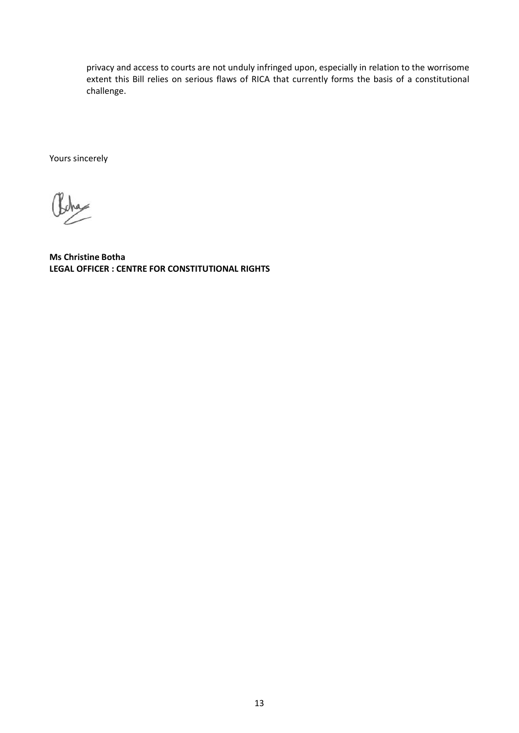privacy and access to courts are not unduly infringed upon, especially in relation to the worrisome extent this Bill relies on serious flaws of RICA that currently forms the basis of a constitutional challenge.

Yours sincerely

**Ms Christine Botha**
**LEGAL OFFICER : CENTRE FOR CONSTITUTIONAL RIGHTS**